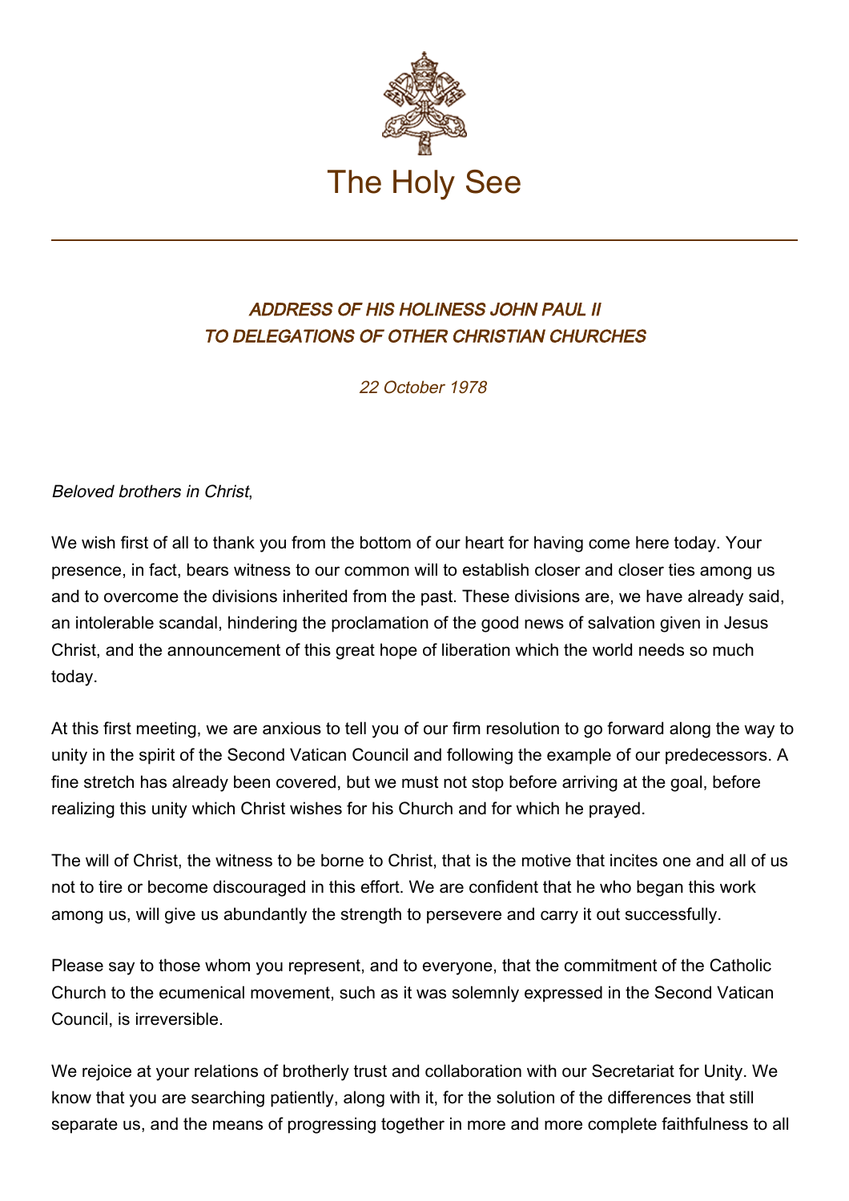# The Holy See

## *ADDRESS OF HIS HOLINESS JOHN PAUL II TO DELEGATIONS OF OTHER CHRISTIAN CHURCHES*

*22 October 1978*

*Beloved brothers in Christ*,

We wish first of all to thank you from the bottom of our heart for having come here today. Your presence, in fact, bears witness to our common will to establish closer and closer ties among us and to overcome the divisions inherited from the past. These divisions are, we have already said, an intolerable scandal, hindering the proclamation of the good news of salvation given in Jesus Christ, and the announcement of this great hope of liberation which the world needs so much today.

At this first meeting, we are anxious to tell you of our firm resolution to go forward along the way to unity in the spirit of the Second Vatican Council and following the example of our predecessors. A fine stretch has already been covered, but we must not stop before arriving at the goal, before realizing this unity which Christ wishes for his Church and for which he prayed.

The will of Christ, the witness to be borne to Christ, that is the motive that incites one and all of us not to tire or become discouraged in this effort. We are confident that he who began this work among us, will give us abundantly the strength to persevere and carry it out successfully.

Please say to those whom you represent, and to everyone, that the commitment of the Catholic Church to the ecumenical movement, such as it was solemnly expressed in the Second Vatican Council, is irreversible.

We rejoice at your relations of brotherly trust and collaboration with our Secretariat for Unity. We know that you are searching patiently, along with it, for the solution of the differences that still separate us, and the means of progressing together in more and more complete faithfulness to all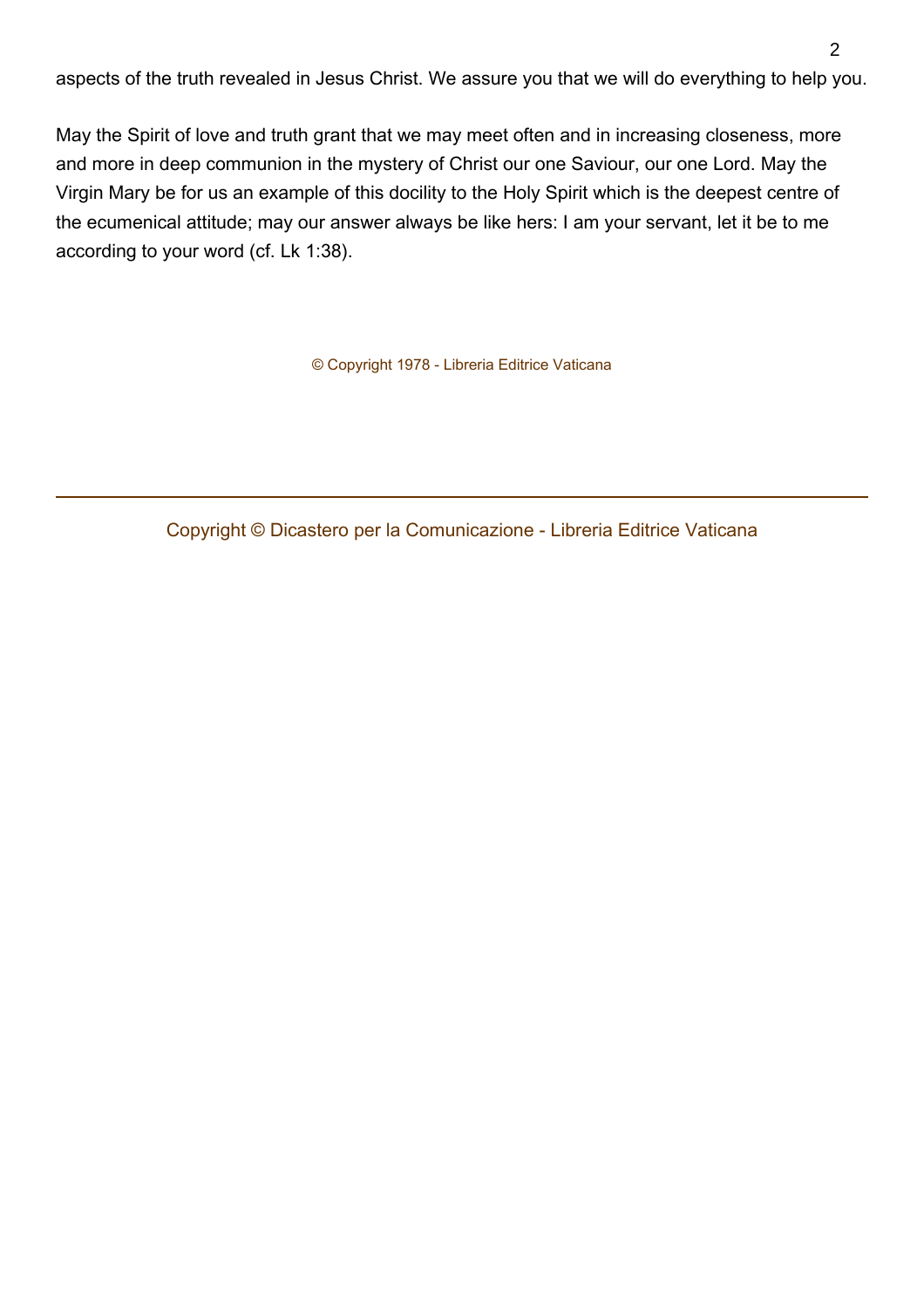aspects of the truth revealed in Jesus Christ. We assure you that we will do everything to help you.

May the Spirit of love and truth grant that we may meet often and in increasing closeness, more and more in deep communion in the mystery of Christ our one Saviour, our one Lord. May the Virgin Mary be for us an example of this docility to the Holy Spirit which is the deepest centre of the ecumenical attitude; may our answer always be like hers: I am your servant, let it be to me according to your word (cf. Lk 1:38).

© Copyright 1978 - Libreria Editrice Vaticana

---

Copyright © Dicastero per la Comunicazione - Libreria Editrice Vaticana